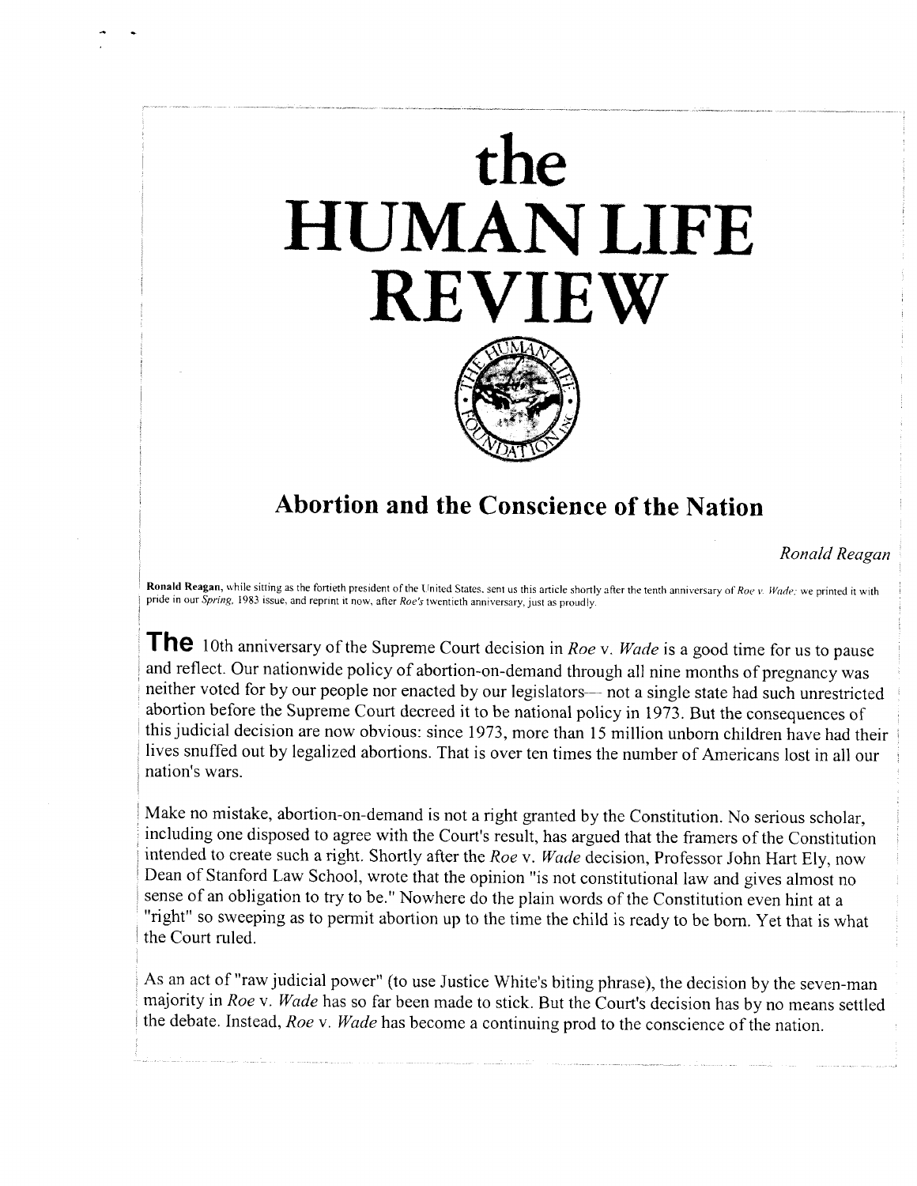# the HUMAN LIFE REVIEW

## Abortion and the Conscience of the Nation

*Ronald Reagan*

**Ronald Reagan**, while sitting as the fortieth president of the United States, sent us this article shortly after the tenth anniversary of *Roe v. Wade*; we printed it with pride in our *Spring*, 1983 issue, and reprint it now, after *Roe's* twentieth anniversary, just as proudly.

**The** 10th anniversary of the Supreme Court decision in *Roe* v. *Wade* is a good time for us to pause and reflect. Our nationwide policy of abortion-on-demand through all nine months of pregnancy was neither voted for by our people nor enacted by our legislators— not a single state had such unrestricted abortion before the Supreme Court decreed it to be national policy in 1973. But the consequences of this judicial decision are now obvious: since 1973, more than 15 million unborn children have had their lives snuffed out by legalized abortions. That is over ten times the number of Americans lost in all our nation's wars.

Make no mistake, abortion-on-demand is not a right granted by the Constitution. No serious scholar, including one disposed to agree with the Court's result, has argued that the framers of the Constitution intended to create such a right. Shortly after the *Roe* v. *Wade* decision, Professor John Hart Ely, now Dean of Stanford Law School, wrote that the opinion "is not constitutional law and gives almost no sense of an obligation to try to be." Nowhere do the plain words of the Constitution even hint at a "right" so sweeping as to permit abortion up to the time the child is ready to be born. Yet that is what the Court ruled.

As an act of "raw judicial power" (to use Justice White's biting phrase), the decision by the seven-man majority in *Roe* v. *Wade* has so far been made to stick. But the Court's decision has by no means settled the debate. Instead, *Roe* v. *Wade* has become a continuing prod to the conscience of the nation.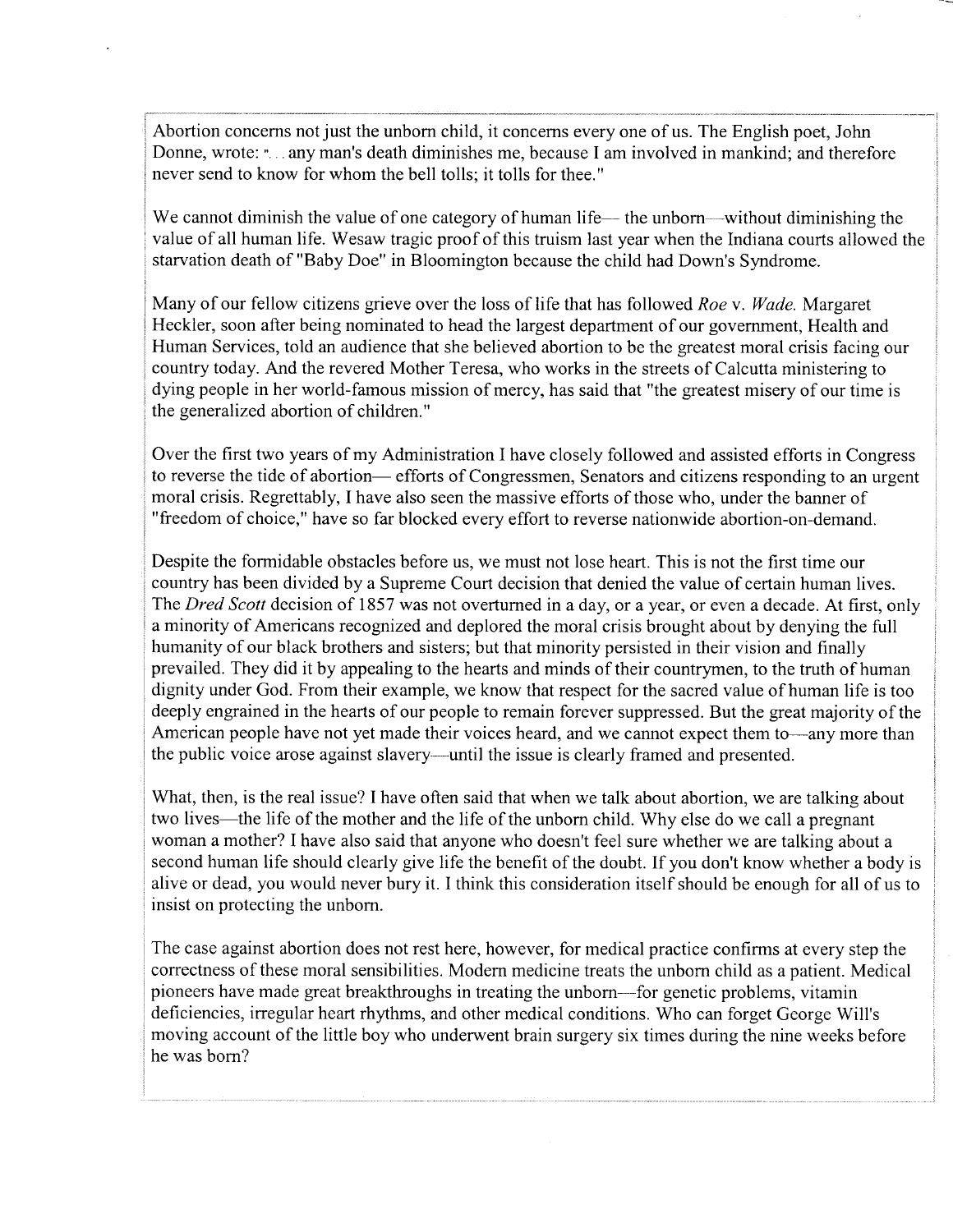Abortion concerns not just the unborn child, it concerns every one of us. The English poet, John Donne, wrote: "... any man's death diminishes me, because I am involved in mankind; and therefore never send to know for whom the bell tolls; it tolls for thee."

We cannot diminish the value of one category of human life— the unborn—without diminishing the value of all human life. Wesaw tragic proof of this truism last year when the Indiana courts allowed the starvation death of "Baby Doe" in Bloomington because the child had Down's Syndrome.

Many of our fellow citizens grieve over the loss of life that has followed *Roe* v. *Wade.* Margaret Heckler, soon after being nominated to head the largest department of our government, Health and Human Services, told an audience that she believed abortion to be the greatest moral crisis facing our country today. And the revered Mother Teresa, who works in the streets of Calcutta ministering to dying people in her world-famous mission of mercy, has said that "the greatest misery of our time is the generalized abortion of children."

Over the first two years of my Administration I have closely followed and assisted efforts in Congress to reverse the tide of abortion— efforts of Congressmen, Senators and citizens responding to an urgent moral crisis. Regrettably, I have also seen the massive efforts of those who, under the banner of "freedom of choice," have so far blocked every effort to reverse nationwide abortion-on-demand.

Despite the formidable obstacles before us, we must not lose heart. This is not the first time our country has been divided by a Supreme Court decision that denied the value of certain human lives. The *Dred Scott* decision of 1857 was not overturned in a day, or a year, or even a decade. At first, only a minority of Americans recognized and deplored the moral crisis brought about by denying the full humanity of our black brothers and sisters; but that minority persisted in their vision and finally prevailed. They did it by appealing to the hearts and minds of their countrymen, to the truth of human dignity under God. From their example, we know that respect for the sacred value of human life is too deeply engrained in the hearts of our people to remain forever suppressed. But the great majority of the American people have not yet made their voices heard, and we cannot expect them to—any more than the public voice arose against slavery—until the issue is clearly framed and presented.

What, then, is the real issue? I have often said that when we talk about abortion, we are talking about two lives—the life of the mother and the life of the unborn child. Why else do we call a pregnant woman a mother? I have also said that anyone who doesn't feel sure whether we are talking about a second human life should clearly give life the benefit of the doubt. If you don't know whether a body is alive or dead, you would never bury it. I think this consideration itself should be enough for all of us to insist on protecting the unborn.

The case against abortion does not rest here, however, for medical practice confirms at every step the correctness of these moral sensibilities. Modern medicine treats the unborn child as a patient. Medical pioneers have made great breakthroughs in treating the unborn—for genetic problems, vitamin deficiencies, irregular heart rhythms, and other medical conditions. Who can forget George Will's moving account of the little boy who underwent brain surgery six times during the nine weeks before he was born?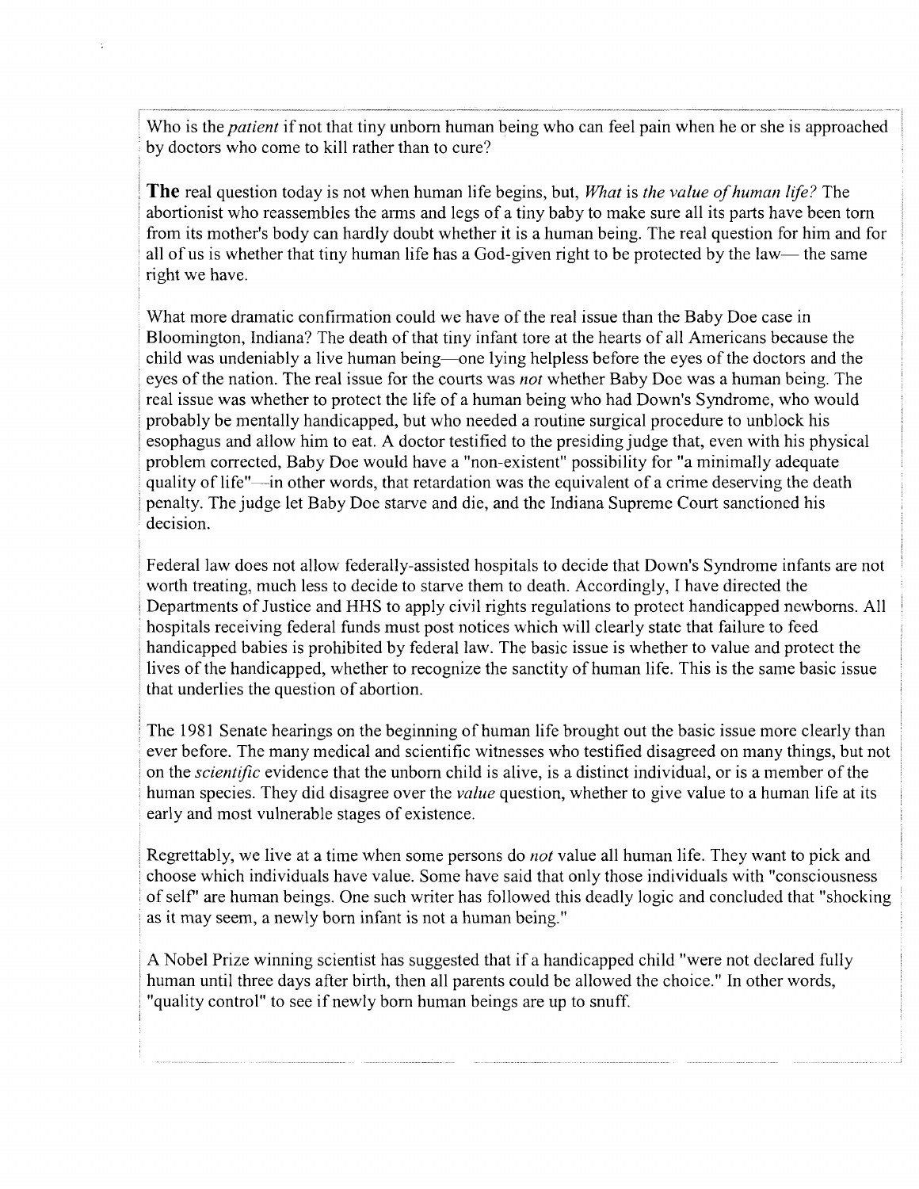Who is the *patient* if not that tiny unborn human being who can feel pain when he or she is approached by doctors who come to kill rather than to cure?

**The** real question today is not when human life begins, but, *What is the value of human life?* The abortionist who reassembles the arms and legs of a tiny baby to make sure all its parts have been torn from its mother's body can hardly doubt whether it is a human being. The real question for him and for all of us is whether that tiny human life has a God-given right to be protected by the law— the same right we have.

What more dramatic confirmation could we have of the real issue than the Baby Doe case in Bloomington, Indiana? The death of that tiny infant tore at the hearts of all Americans because the child was undeniably a live human being—one lying helpless before the eyes of the doctors and the eyes of the nation. The real issue for the courts was *not* whether Baby Doe was a human being. The real issue was whether to protect the life of a human being who had Down's Syndrome, who would probably be mentally handicapped, but who needed a routine surgical procedure to unblock his esophagus and allow him to eat. A doctor testified to the presiding judge that, even with his physical problem corrected, Baby Doe would have a "non-existent" possibility for "a minimally adequate quality of life"—in other words, that retardation was the equivalent of a crime deserving the death penalty. The judge let Baby Doe starve and die, and the Indiana Supreme Court sanctioned his decision.

Federal law does not allow federally-assisted hospitals to decide that Down's Syndrome infants are not worth treating, much less to decide to starve them to death. Accordingly, I have directed the Departments of Justice and HHS to apply civil rights regulations to protect handicapped newborns. All hospitals receiving federal funds must post notices which will clearly state that failure to feed handicapped babies is prohibited by federal law. The basic issue is whether to value and protect the lives of the handicapped, whether to recognize the sanctity of human life. This is the same basic issue that underlies the question of abortion.

The 1981 Senate hearings on the beginning of human life brought out the basic issue more clearly than ever before. The many medical and scientific witnesses who testified disagreed on many things, but not on the *scientific* evidence that the unborn child is alive, is a distinct individual, or is a member of the human species. They did disagree over the *value* question, whether to give value to a human life at its early and most vulnerable stages of existence.

Regrettably, we live at a time when some persons do *not* value all human life. They want to pick and choose which individuals have value. Some have said that only those individuals with "consciousness of self" are human beings. One such writer has followed this deadly logic and concluded that "shocking as it may seem, a newly born infant is not a human being."

A Nobel Prize winning scientist has suggested that if a handicapped child "were not declared fully human until three days after birth, then all parents could be allowed the choice." In other words, "quality control" to see if newly born human beings are up to snuff.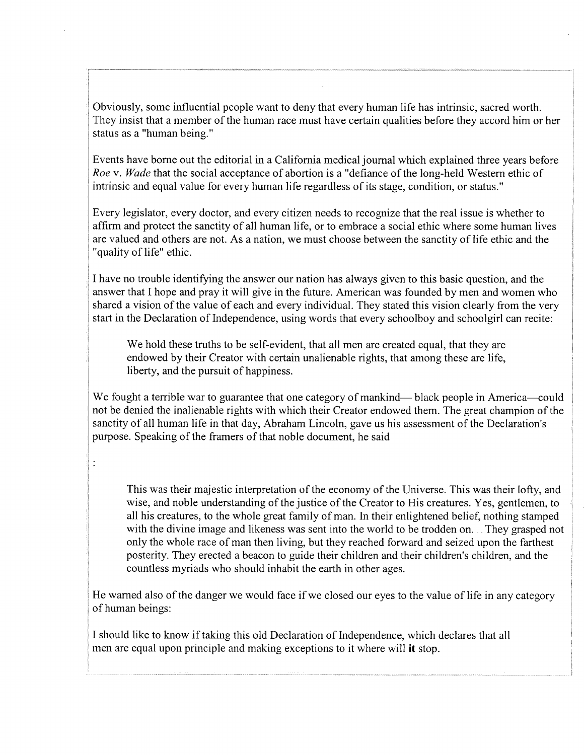Obviously, some influential people want to deny that every human life has intrinsic, sacred worth. They insist that a member of the human race must have certain qualities before they accord him or her status as a "human being."

Events have borne out the editorial in a California medical journal which explained three years before *Roe* v. *Wade* that the social acceptance of abortion is a "defiance of the long-held Western ethic of intrinsic and equal value for every human life regardless of its stage, condition, or status."

Every legislator, every doctor, and every citizen needs to recognize that the real issue is whether to affirm and protect the sanctity of all human life, or to embrace a social ethic where some human lives are valued and others are not. As a nation, we must choose between the sanctity of life ethic and the "quality of life" ethic.

I have no trouble identifying the answer our nation has always given to this basic question, and the answer that I hope and pray it will give in the future. American was founded by men and women who shared a vision of the value of each and every individual. They stated this vision clearly from the very start in the Declaration of Independence, using words that every schoolboy and schoolgirl can recite:

> We hold these truths to be self-evident, that all men are created equal, that they are endowed by their Creator with certain unalienable rights, that among these are life, liberty, and the pursuit of happiness.

We fought a terrible war to guarantee that one category of mankind— black people in America—could not be denied the inalienable rights with which their Creator endowed them. The great champion of the sanctity of all human life in that day, Abraham Lincoln, gave us his assessment of the Declaration's purpose. Speaking of the framers of that noble document, he said

:

> This was their majestic interpretation of the economy of the Universe. This was their lofty, and wise, and noble understanding of the justice of the Creator to His creatures. Yes, gentlemen, to all his creatures, to the whole great family of man. In their enlightened belief, nothing stamped with the divine image and likeness was sent into the world to be trodden on. . . They grasped not only the whole race of man then living, but they reached forward and seized upon the farthest posterity. They erected a beacon to guide their children and their children's children, and the countless myriads who should inhabit the earth in other ages.

He warned also of the danger we would face if we closed our eyes to the value of life in any category of human beings:

I should like to know if taking this old Declaration of Independence, which declares that all men are equal upon principle and making exceptions to it where will **it** stop.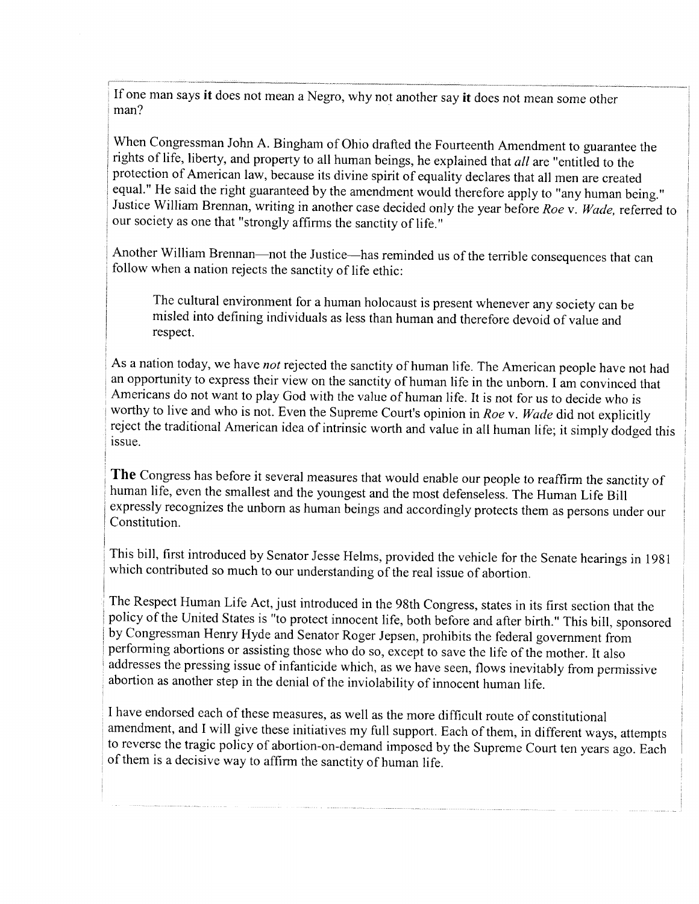If one man says **it** does not mean a Negro, why not another say **it** does not mean some other man?

When Congressman John A. Bingham of Ohio drafted the Fourteenth Amendment to guarantee the rights of life, liberty, and property to all human beings, he explained that *all* are "entitled to the protection of American law, because its divine spirit of equality declares that all men are created equal." He said the right guaranteed by the amendment would therefore apply to "any human being." Justice William Brennan, writing in another case decided only the year before *Roe* v. *Wade,* referred to our society as one that "strongly affirms the sanctity of life."

Another William Brennan—not the Justice—has reminded us of the terrible consequences that can follow when a nation rejects the sanctity of life ethic:

> The cultural environment for a human holocaust is present whenever any society can be misled into defining individuals as less than human and therefore devoid of value and respect.

As a nation today, we have *not* rejected the sanctity of human life. The American people have not had an opportunity to express their view on the sanctity of human life in the unborn. I am convinced that Americans do not want to play God with the value of human life. It is not for us to decide who is worthy to live and who is not. Even the Supreme Court's opinion in *Roe* v. *Wade* did not explicitly reject the traditional American idea of intrinsic worth and value in all human life; it simply dodged this issue.

**The** Congress has before it several measures that would enable our people to reaffirm the sanctity of human life, even the smallest and the youngest and the most defenseless. The Human Life Bill expressly recognizes the unborn as human beings and accordingly protects them as persons under our Constitution.

This bill, first introduced by Senator Jesse Helms, provided the vehicle for the Senate hearings in 1981 which contributed so much to our understanding of the real issue of abortion.

The Respect Human Life Act, just introduced in the 98th Congress, states in its first section that the policy of the United States is "to protect innocent life, both before and after birth." This bill, sponsored by Congressman Henry Hyde and Senator Roger Jepsen, prohibits the federal government from performing abortions or assisting those who do so, except to save the life of the mother. It also addresses the pressing issue of infanticide which, as we have seen, flows inevitably from permissive abortion as another step in the denial of the inviolability of innocent human life.

I have endorsed each of these measures, as well as the more difficult route of constitutional amendment, and I will give these initiatives my full support. Each of them, in different ways, attempts to reverse the tragic policy of abortion-on-demand imposed by the Supreme Court ten years ago. Each of them is a decisive way to affirm the sanctity of human life.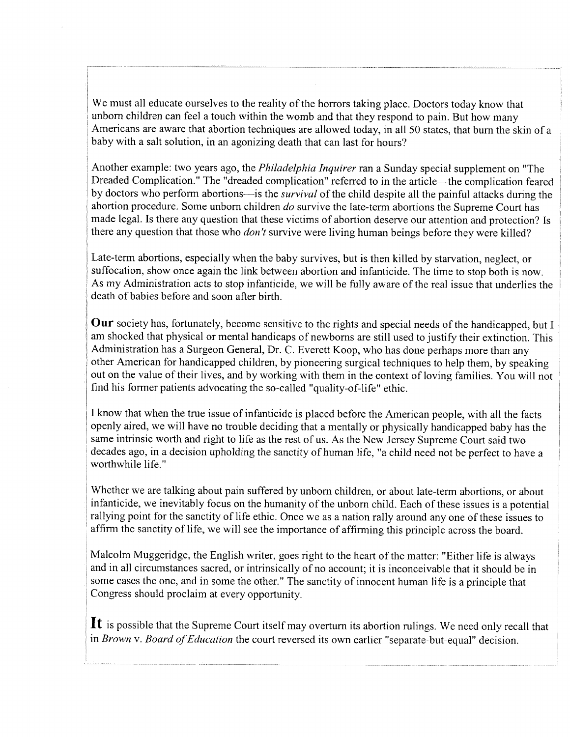We must all educate ourselves to the reality of the horrors taking place. Doctors today know that unborn children can feel a touch within the womb and that they respond to pain. But how many Americans are aware that abortion techniques are allowed today, in all 50 states, that burn the skin of a baby with a salt solution, in an agonizing death that can last for hours?

Another example: two years ago, the *Philadelphia Inquirer* ran a Sunday special supplement on "The Dreaded Complication." The "dreaded complication" referred to in the article—the complication feared by doctors who perform abortions—is the *survival* of the child despite all the painful attacks during the abortion procedure. Some unborn children *do* survive the late-term abortions the Supreme Court has made legal. Is there any question that these victims of abortion deserve our attention and protection? Is there any question that those who *don't* survive were living human beings before they were killed?

Late-term abortions, especially when the baby survives, but is then killed by starvation, neglect, or suffocation, show once again the link between abortion and infanticide. The time to stop both is now. As my Administration acts to stop infanticide, we will be fully aware of the real issue that underlies the death of babies before and soon after birth.

**Our** society has, fortunately, become sensitive to the rights and special needs of the handicapped, but I am shocked that physical or mental handicaps of newborns are still used to justify their extinction. This Administration has a Surgeon General, Dr. C. Everett Koop, who has done perhaps more than any other American for handicapped children, by pioneering surgical techniques to help them, by speaking out on the value of their lives, and by working with them in the context of loving families. You will not find his former patients advocating the so-called "quality-of-life" ethic.

I know that when the true issue of infanticide is placed before the American people, with all the facts openly aired, we will have no trouble deciding that a mentally or physically handicapped baby has the same intrinsic worth and right to life as the rest of us. As the New Jersey Supreme Court said two decades ago, in a decision upholding the sanctity of human life, "a child need not be perfect to have a worthwhile life."

Whether we are talking about pain suffered by unborn children, or about late-term abortions, or about infanticide, we inevitably focus on the humanity of the unborn child. Each of these issues is a potential rallying point for the sanctity of life ethic. Once we as a nation rally around any one of these issues to affirm the sanctity of life, we will see the importance of affirming this principle across the board.

Malcolm Muggeridge, the English writer, goes right to the heart of the matter: "Either life is always and in all circumstances sacred, or intrinsically of no account; it is inconceivable that it should be in some cases the one, and in some the other." The sanctity of innocent human life is a principle that Congress should proclaim at every opportunity.

**It** is possible that the Supreme Court itself may overturn its abortion rulings. We need only recall that in *Brown* v. *Board of Education* the court reversed its own earlier "separate-but-equal" decision.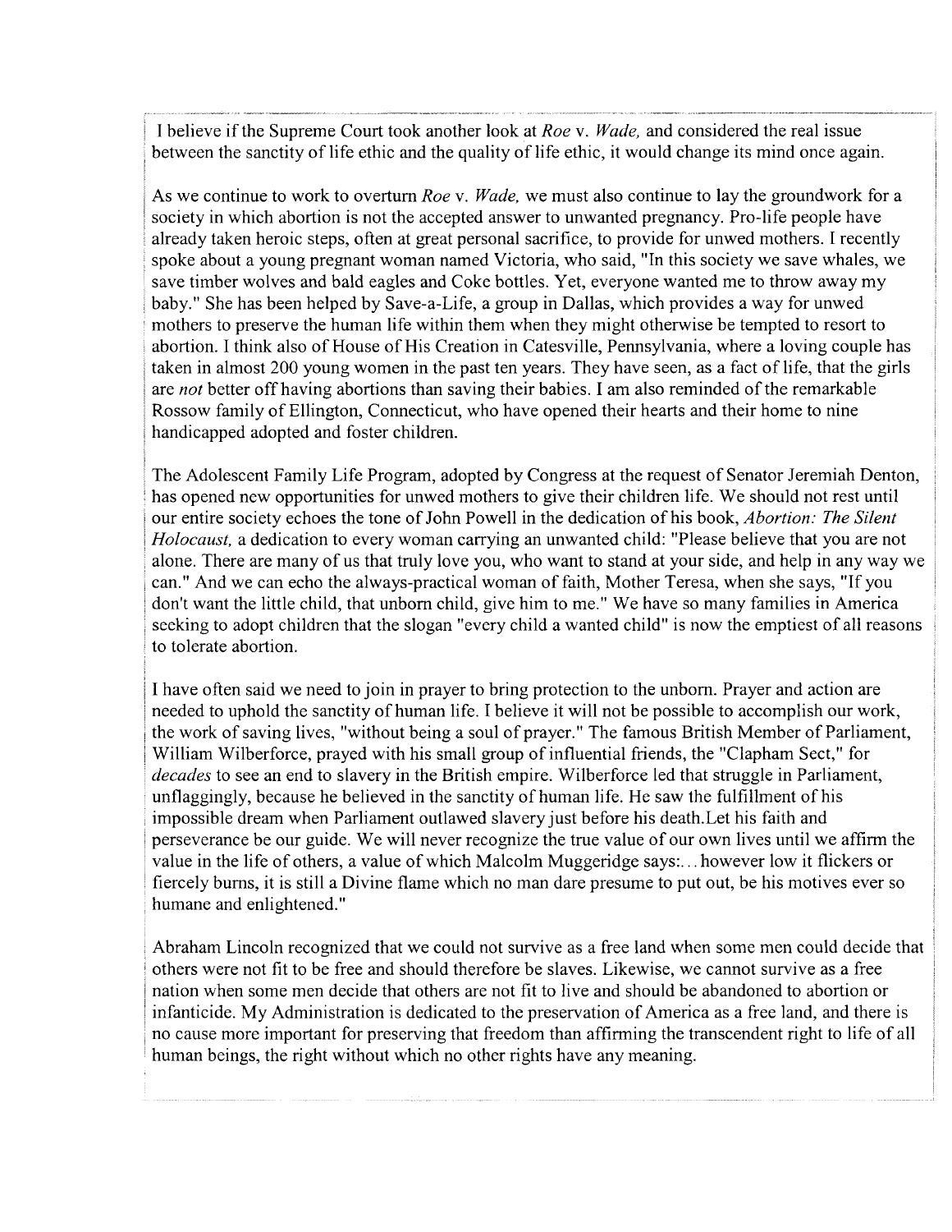I believe if the Supreme Court took another look at *Roe* v. *Wade,* and considered the real issue between the sanctity of life ethic and the quality of life ethic, it would change its mind once again.

As we continue to work to overturn *Roe* v. *Wade,* we must also continue to lay the groundwork for a society in which abortion is not the accepted answer to unwanted pregnancy. Pro-life people have already taken heroic steps, often at great personal sacrifice, to provide for unwed mothers. I recently spoke about a young pregnant woman named Victoria, who said, "In this society we save whales, we save timber wolves and bald eagles and Coke bottles. Yet, everyone wanted me to throw away my baby." She has been helped by Save-a-Life, a group in Dallas, which provides a way for unwed mothers to preserve the human life within them when they might otherwise be tempted to resort to abortion. I think also of House of His Creation in Catesville, Pennsylvania, where a loving couple has taken in almost 200 young women in the past ten years. They have seen, as a fact of life, that the girls are *not* better off having abortions than saving their babies. I am also reminded of the remarkable Rossow family of Ellington, Connecticut, who have opened their hearts and their home to nine handicapped adopted and foster children.

The Adolescent Family Life Program, adopted by Congress at the request of Senator Jeremiah Denton, has opened new opportunities for unwed mothers to give their children life. We should not rest until our entire society echoes the tone of John Powell in the dedication of his book, *Abortion: The Silent Holocaust,* a dedication to every woman carrying an unwanted child: "Please believe that you are not alone. There are many of us that truly love you, who want to stand at your side, and help in any way we can." And we can echo the always-practical woman of faith, Mother Teresa, when she says, "If you don't want the little child, that unborn child, give him to me." We have so many families in America seeking to adopt children that the slogan "every child a wanted child" is now the emptiest of all reasons to tolerate abortion.

I have often said we need to join in prayer to bring protection to the unborn. Prayer and action are needed to uphold the sanctity of human life. I believe it will not be possible to accomplish our work, the work of saving lives, "without being a soul of prayer." The famous British Member of Parliament, William Wilberforce, prayed with his small group of influential friends, the "Clapham Sect," for *decades* to see an end to slavery in the British empire. Wilberforce led that struggle in Parliament, unflaggingly, because he believed in the sanctity of human life. He saw the fulfillment of his impossible dream when Parliament outlawed slavery just before his death.Let his faith and perseverance be our guide. We will never recognize the true value of our own lives until we affirm the value in the life of others, a value of which Malcolm Muggeridge says:... however low it flickers or fiercely burns, it is still a Divine flame which no man dare presume to put out, be his motives ever so humane and enlightened."

Abraham Lincoln recognized that we could not survive as a free land when some men could decide that others were not fit to be free and should therefore be slaves. Likewise, we cannot survive as a free nation when some men decide that others are not fit to live and should be abandoned to abortion or infanticide. My Administration is dedicated to the preservation of America as a free land, and there is no cause more important for preserving that freedom than affirming the transcendent right to life of all human beings, the right without which no other rights have any meaning.